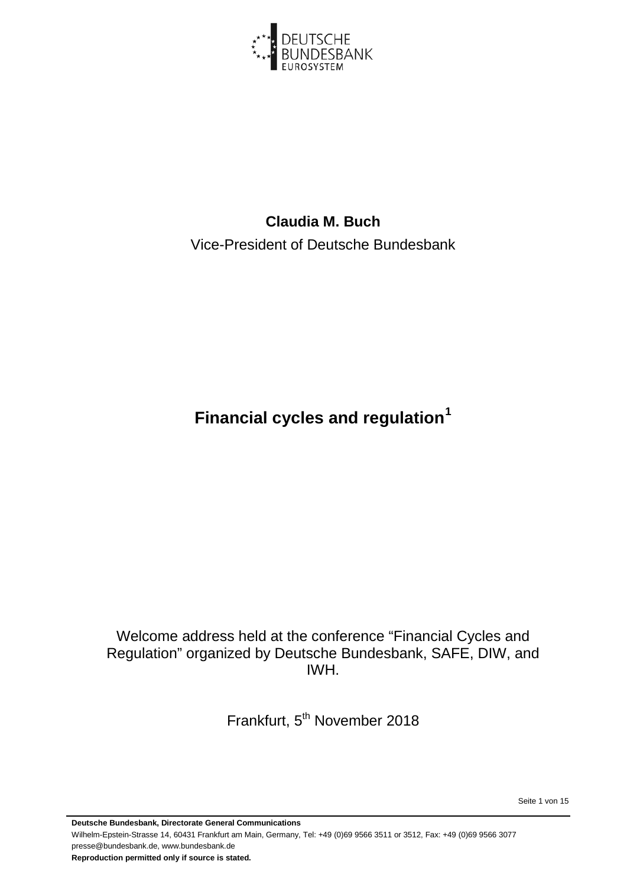**Claudia M. Buch**

Vice-President of Deutsche Bundesbank

# Financial cycles and regulation[1]

Welcome address held at the conference "Financial Cycles and Regulation" organized by Deutsche Bundesbank, SAFE, DIW, and IWH.

Frankfurt, 5th November 2018

**Deutsche Bundesbank, Directorate General Communications**
Wilhelm-Epstein-Strasse 14, 60431 Frankfurt am Main, Germany, Tel: +49 (0)69 9566 3511 or 3512, Fax: +49 (0)69 9566 3077
presse@bundesbank.de, www.bundesbank.de
**Reproduction permitted only if source is stated.**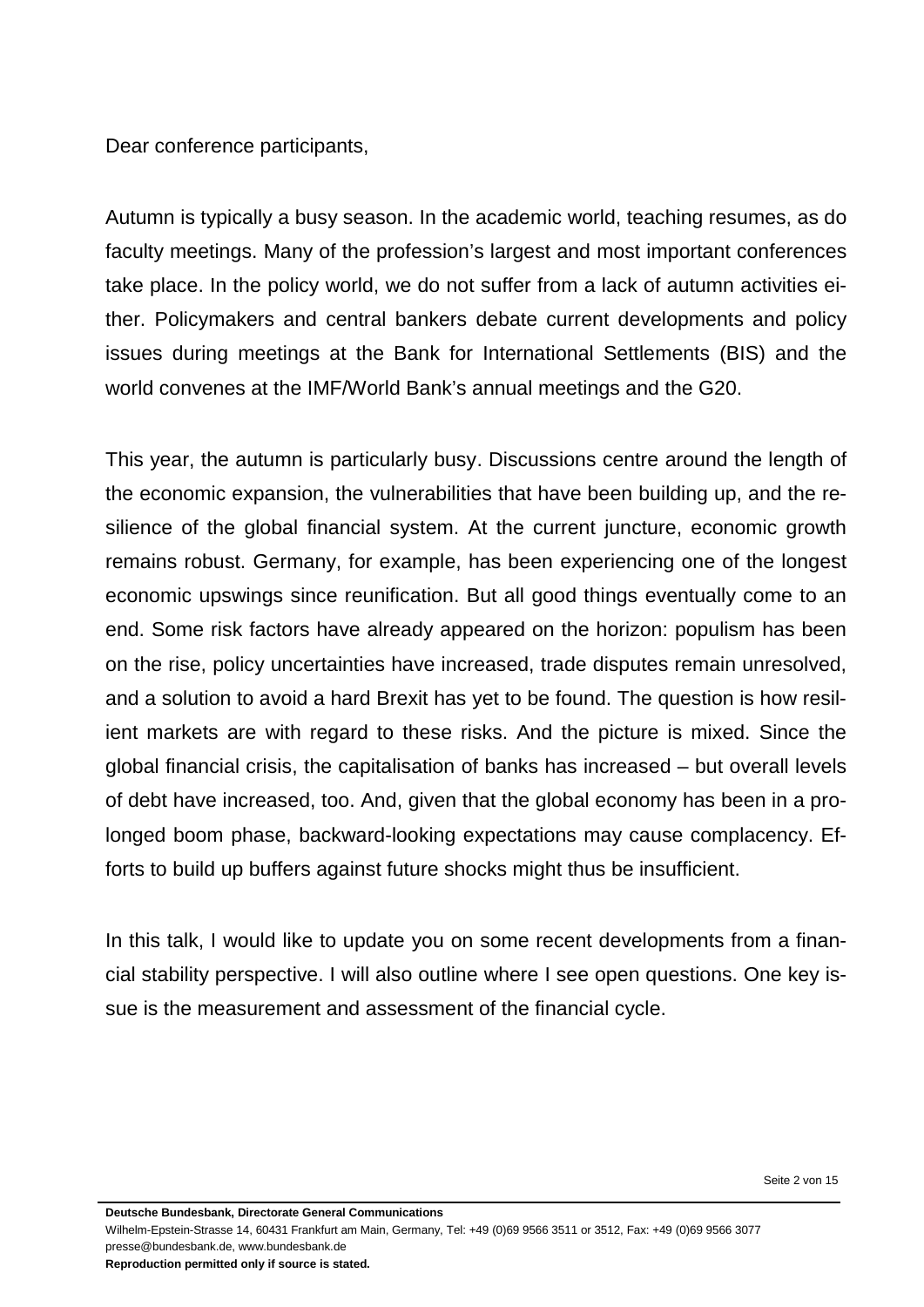Dear conference participants,

Autumn is typically a busy season. In the academic world, teaching resumes, as do faculty meetings. Many of the profession's largest and most important conferences take place. In the policy world, we do not suffer from a lack of autumn activities either. Policymakers and central bankers debate current developments and policy issues during meetings at the Bank for International Settlements (BIS) and the world convenes at the IMF/World Bank's annual meetings and the G20.

This year, the autumn is particularly busy. Discussions centre around the length of the economic expansion, the vulnerabilities that have been building up, and the resilience of the global financial system. At the current juncture, economic growth remains robust. Germany, for example, has been experiencing one of the longest economic upswings since reunification. But all good things eventually come to an end. Some risk factors have already appeared on the horizon: populism has been on the rise, policy uncertainties have increased, trade disputes remain unresolved, and a solution to avoid a hard Brexit has yet to be found. The question is how resilient markets are with regard to these risks. And the picture is mixed. Since the global financial crisis, the capitalisation of banks has increased – but overall levels of debt have increased, too. And, given that the global economy has been in a prolonged boom phase, backward-looking expectations may cause complacency. Efforts to build up buffers against future shocks might thus be insufficient.

In this talk, I would like to update you on some recent developments from a financial stability perspective. I will also outline where I see open questions. One key issue is the measurement and assessment of the financial cycle.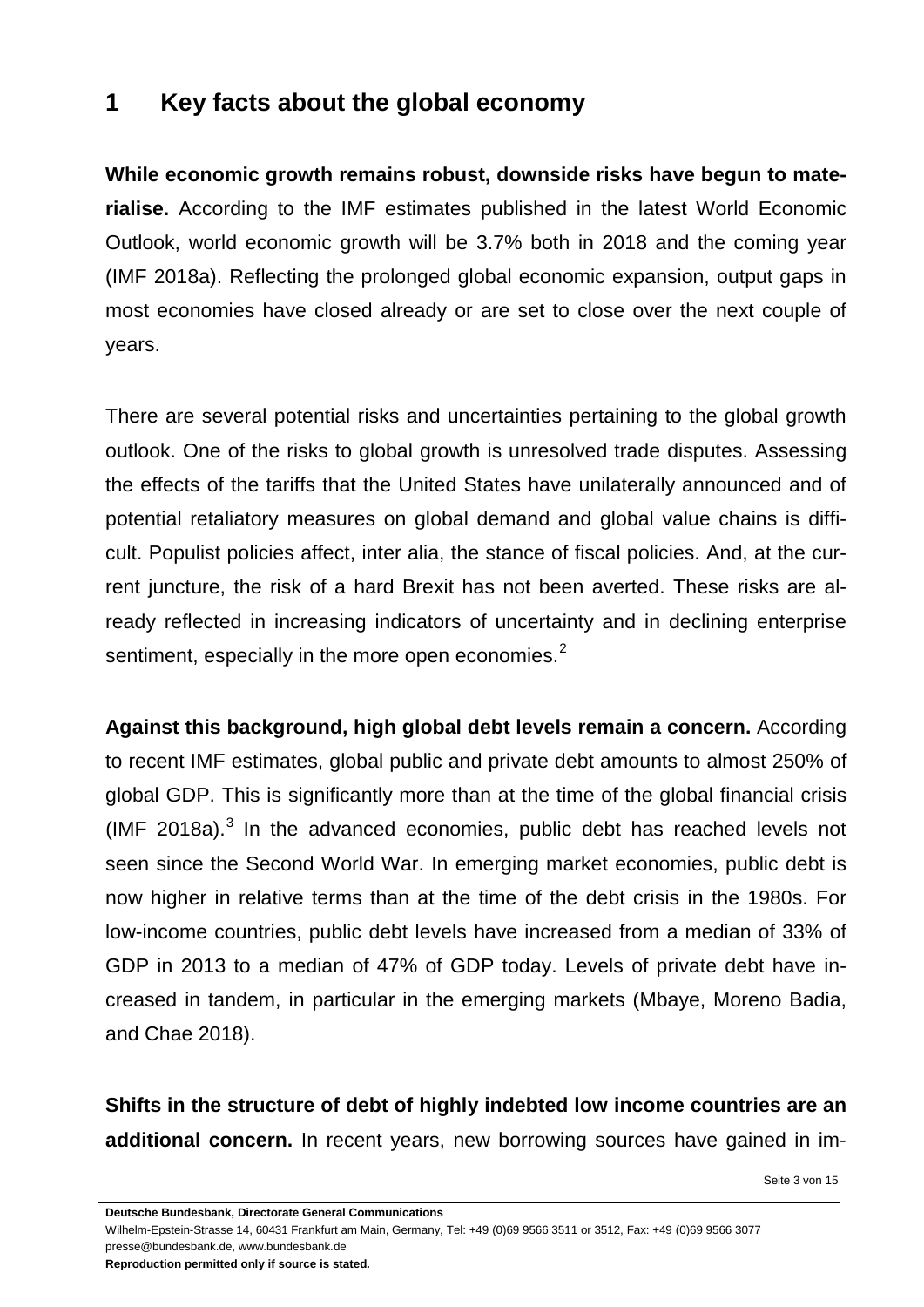## 1 Key facts about the global economy

**While economic growth remains robust, downside risks have begun to materialise.** According to the IMF estimates published in the latest World Economic Outlook, world economic growth will be 3.7% both in 2018 and the coming year (IMF 2018a). Reflecting the prolonged global economic expansion, output gaps in most economies have closed already or are set to close over the next couple of years.

There are several potential risks and uncertainties pertaining to the global growth outlook. One of the risks to global growth is unresolved trade disputes. Assessing the effects of the tariffs that the United States have unilaterally announced and of potential retaliatory measures on global demand and global value chains is difficult. Populist policies affect, inter alia, the stance of fiscal policies. And, at the current juncture, the risk of a hard Brexit has not been averted. These risks are already reflected in increasing indicators of uncertainty and in declining enterprise sentiment, especially in the more open economies.[2]

**Against this background, high global debt levels remain a concern.** According to recent IMF estimates, global public and private debt amounts to almost 250% of global GDP. This is significantly more than at the time of the global financial crisis (IMF 2018a).[3] In the advanced economies, public debt has reached levels not seen since the Second World War. In emerging market economies, public debt is now higher in relative terms than at the time of the debt crisis in the 1980s. For low-income countries, public debt levels have increased from a median of 33% of GDP in 2013 to a median of 47% of GDP today. Levels of private debt have increased in tandem, in particular in the emerging markets (Mbaye, Moreno Badia, and Chae 2018).

**Shifts in the structure of debt of highly indebted low income countries are an additional concern.** In recent years, new borrowing sources have gained in im-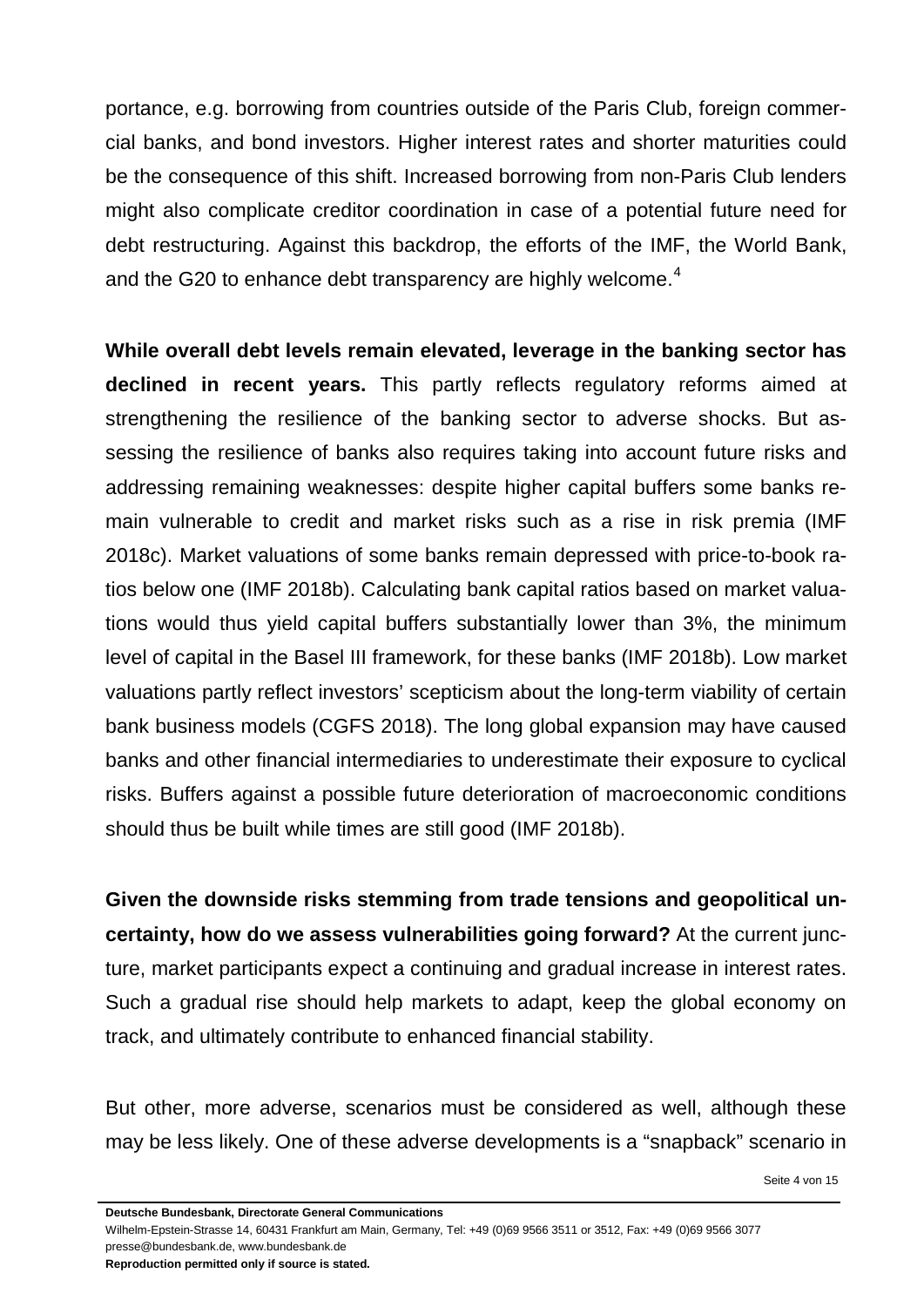portance, e.g. borrowing from countries outside of the Paris Club, foreign commercial banks, and bond investors. Higher interest rates and shorter maturities could be the consequence of this shift. Increased borrowing from non-Paris Club lenders might also complicate creditor coordination in case of a potential future need for debt restructuring. Against this backdrop, the efforts of the IMF, the World Bank, and the G20 to enhance debt transparency are highly welcome.[4]

**While overall debt levels remain elevated, leverage in the banking sector has declined in recent years.** This partly reflects regulatory reforms aimed at strengthening the resilience of the banking sector to adverse shocks. But assessing the resilience of banks also requires taking into account future risks and addressing remaining weaknesses: despite higher capital buffers some banks remain vulnerable to credit and market risks such as a rise in risk premia (IMF 2018c). Market valuations of some banks remain depressed with price-to-book ratios below one (IMF 2018b). Calculating bank capital ratios based on market valuations would thus yield capital buffers substantially lower than 3%, the minimum level of capital in the Basel III framework, for these banks (IMF 2018b). Low market valuations partly reflect investors' scepticism about the long-term viability of certain bank business models (CGFS 2018). The long global expansion may have caused banks and other financial intermediaries to underestimate their exposure to cyclical risks. Buffers against a possible future deterioration of macroeconomic conditions should thus be built while times are still good (IMF 2018b).

**Given the downside risks stemming from trade tensions and geopolitical uncertainty, how do we assess vulnerabilities going forward?** At the current juncture, market participants expect a continuing and gradual increase in interest rates. Such a gradual rise should help markets to adapt, keep the global economy on track, and ultimately contribute to enhanced financial stability.

But other, more adverse, scenarios must be considered as well, although these may be less likely. One of these adverse developments is a "snapback" scenario in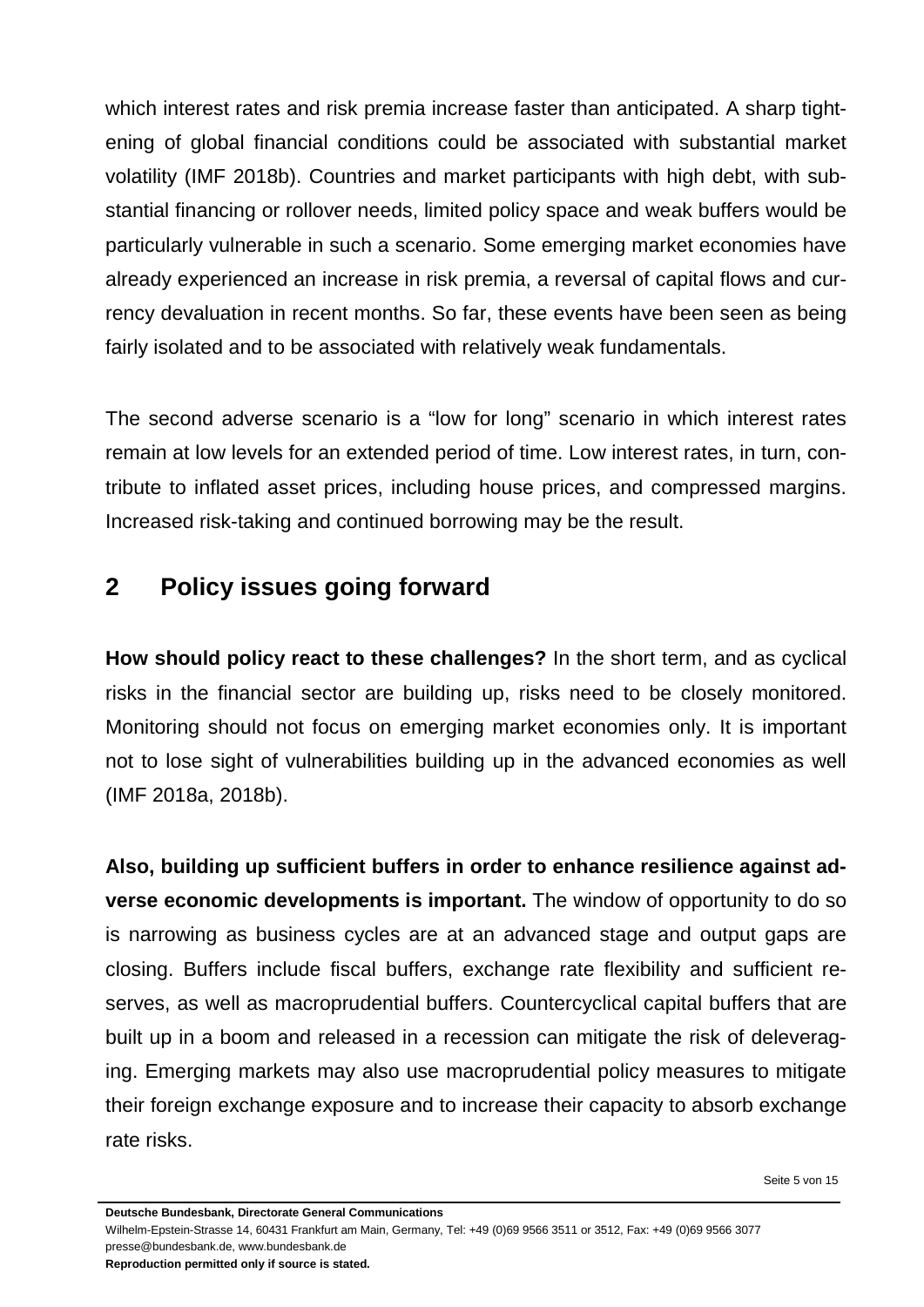which interest rates and risk premia increase faster than anticipated. A sharp tightening of global financial conditions could be associated with substantial market volatility (IMF 2018b). Countries and market participants with high debt, with substantial financing or rollover needs, limited policy space and weak buffers would be particularly vulnerable in such a scenario. Some emerging market economies have already experienced an increase in risk premia, a reversal of capital flows and currency devaluation in recent months. So far, these events have been seen as being fairly isolated and to be associated with relatively weak fundamentals.

The second adverse scenario is a "low for long" scenario in which interest rates remain at low levels for an extended period of time. Low interest rates, in turn, contribute to inflated asset prices, including house prices, and compressed margins. Increased risk-taking and continued borrowing may be the result.

## 2 Policy issues going forward

**How should policy react to these challenges?** In the short term, and as cyclical risks in the financial sector are building up, risks need to be closely monitored. Monitoring should not focus on emerging market economies only. It is important not to lose sight of vulnerabilities building up in the advanced economies as well (IMF 2018a, 2018b).

**Also, building up sufficient buffers in order to enhance resilience against adverse economic developments is important.** The window of opportunity to do so is narrowing as business cycles are at an advanced stage and output gaps are closing. Buffers include fiscal buffers, exchange rate flexibility and sufficient reserves, as well as macroprudential buffers. Countercyclical capital buffers that are built up in a boom and released in a recession can mitigate the risk of deleveraging. Emerging markets may also use macroprudential policy measures to mitigate their foreign exchange exposure and to increase their capacity to absorb exchange rate risks.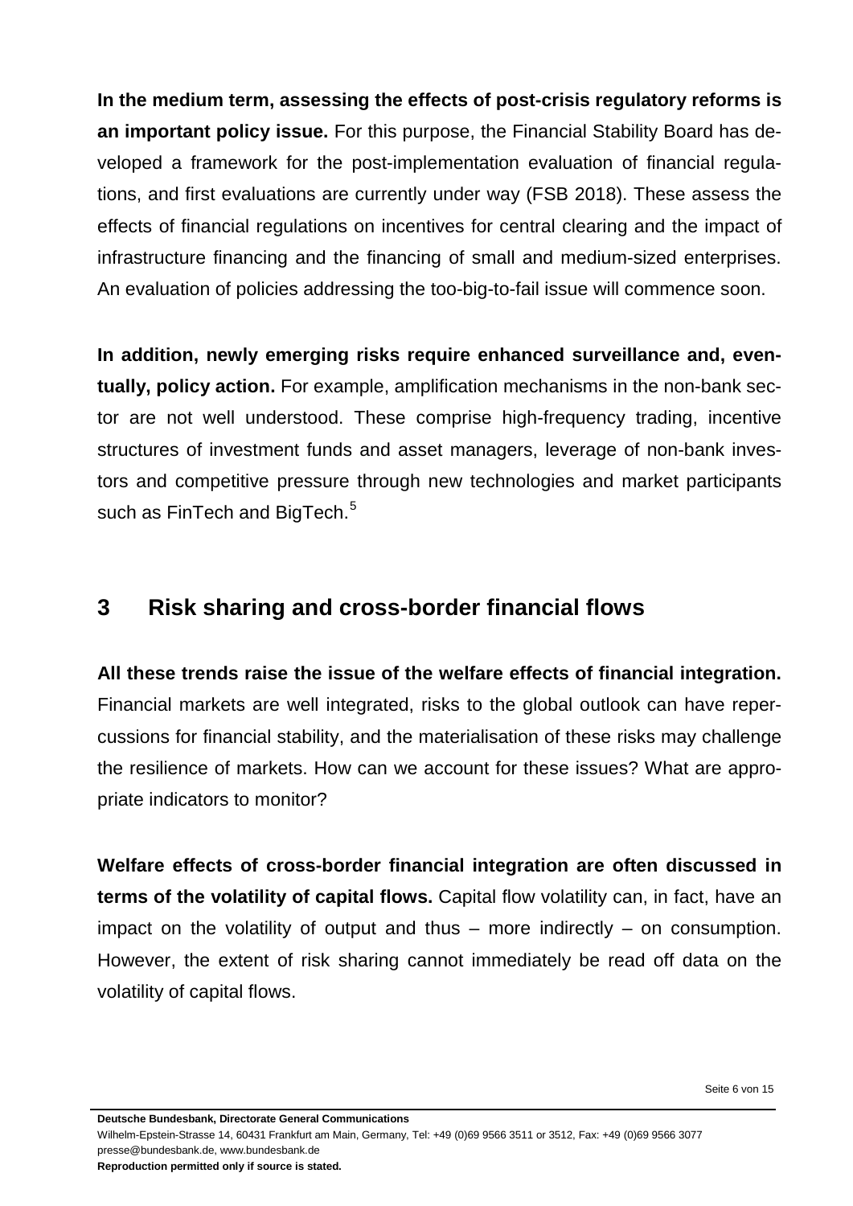**In the medium term, assessing the effects of post-crisis regulatory reforms is an important policy issue.** For this purpose, the Financial Stability Board has developed a framework for the post-implementation evaluation of financial regulations, and first evaluations are currently under way (FSB 2018). These assess the effects of financial regulations on incentives for central clearing and the impact of infrastructure financing and the financing of small and medium-sized enterprises. An evaluation of policies addressing the too-big-to-fail issue will commence soon.

**In addition, newly emerging risks require enhanced surveillance and, eventually, policy action.** For example, amplification mechanisms in the non-bank sector are not well understood. These comprise high-frequency trading, incentive structures of investment funds and asset managers, leverage of non-bank investors and competitive pressure through new technologies and market participants such as FinTech and BigTech.[5]

## 3 Risk sharing and cross-border financial flows

**All these trends raise the issue of the welfare effects of financial integration.** Financial markets are well integrated, risks to the global outlook can have repercussions for financial stability, and the materialisation of these risks may challenge the resilience of markets. How can we account for these issues? What are appropriate indicators to monitor?

**Welfare effects of cross-border financial integration are often discussed in terms of the volatility of capital flows.** Capital flow volatility can, in fact, have an impact on the volatility of output and thus – more indirectly – on consumption. However, the extent of risk sharing cannot immediately be read off data on the volatility of capital flows.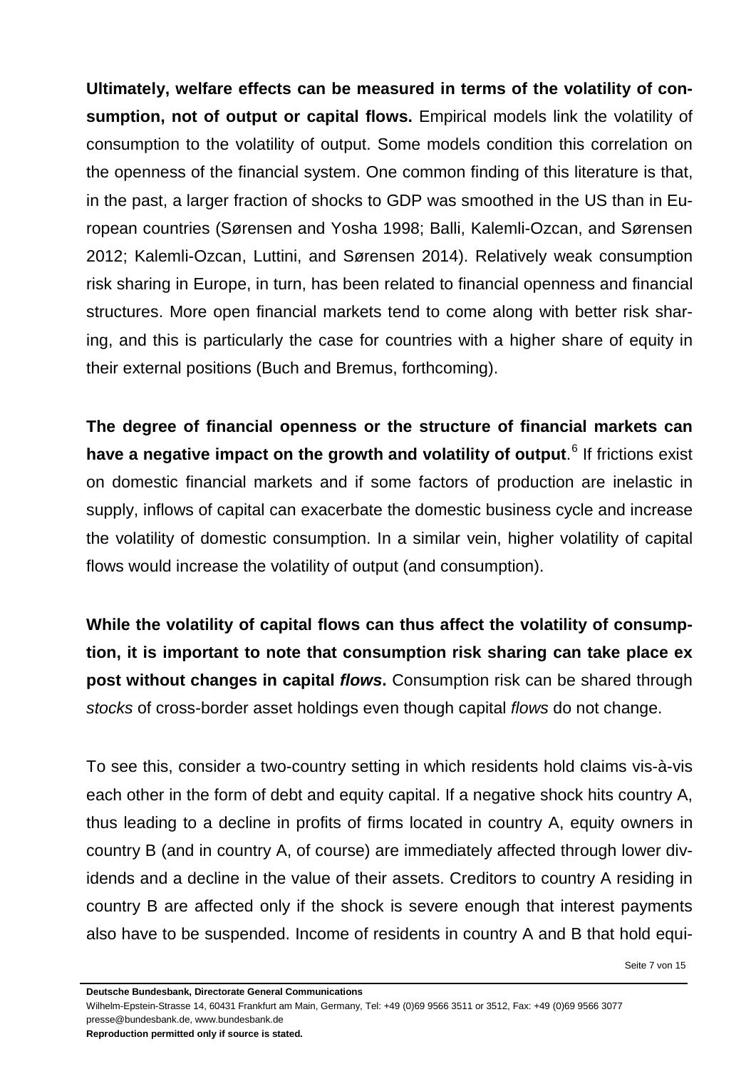**Ultimately, welfare effects can be measured in terms of the volatility of consumption, not of output or capital flows.** Empirical models link the volatility of consumption to the volatility of output. Some models condition this correlation on the openness of the financial system. One common finding of this literature is that, in the past, a larger fraction of shocks to GDP was smoothed in the US than in European countries (Sørensen and Yosha 1998; Balli, Kalemli-Ozcan, and Sørensen 2012; Kalemli-Ozcan, Luttini, and Sørensen 2014). Relatively weak consumption risk sharing in Europe, in turn, has been related to financial openness and financial structures. More open financial markets tend to come along with better risk sharing, and this is particularly the case for countries with a higher share of equity in their external positions (Buch and Bremus, forthcoming).

**The degree of financial openness or the structure of financial markets can have a negative impact on the growth and volatility of output**.[6] If frictions exist on domestic financial markets and if some factors of production are inelastic in supply, inflows of capital can exacerbate the domestic business cycle and increase the volatility of domestic consumption. In a similar vein, higher volatility of capital flows would increase the volatility of output (and consumption).

**While the volatility of capital flows can thus affect the volatility of consumption, it is important to note that consumption risk sharing can take place ex post without changes in capital *flows*.** Consumption risk can be shared through *stocks* of cross-border asset holdings even though capital *flows* do not change.

To see this, consider a two-country setting in which residents hold claims vis-à-vis each other in the form of debt and equity capital. If a negative shock hits country A, thus leading to a decline in profits of firms located in country A, equity owners in country B (and in country A, of course) are immediately affected through lower dividends and a decline in the value of their assets. Creditors to country A residing in country B are affected only if the shock is severe enough that interest payments also have to be suspended. Income of residents in country A and B that hold equi-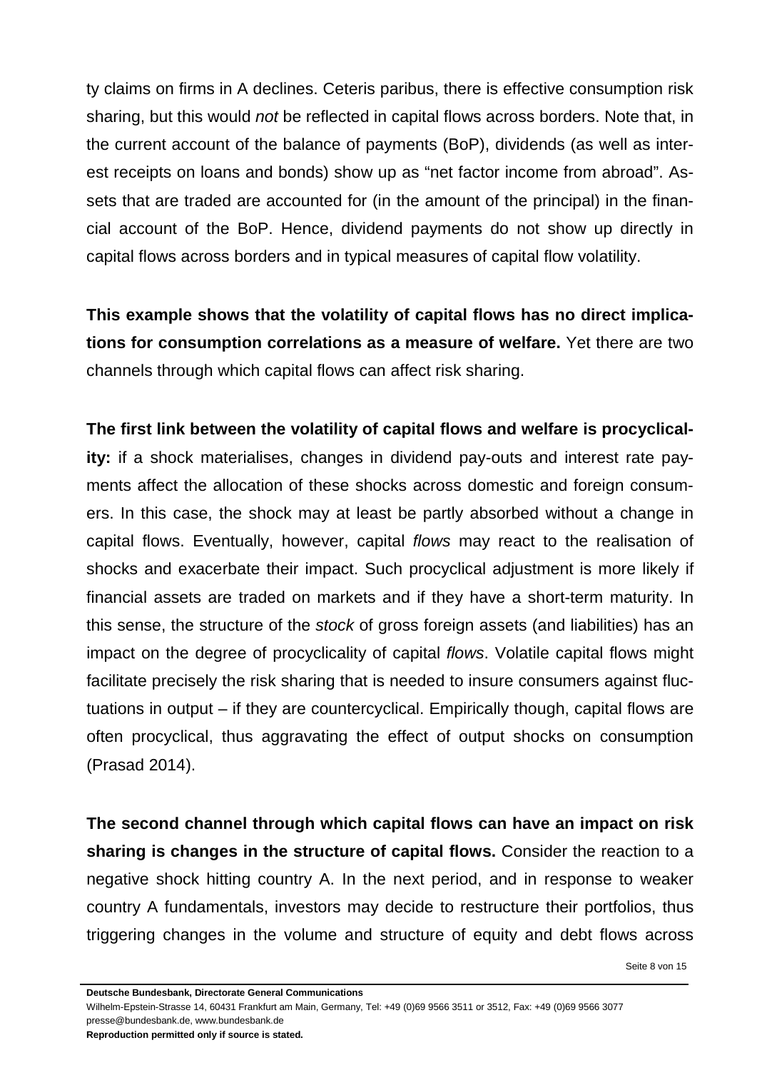ty claims on firms in A declines. Ceteris paribus, there is effective consumption risk sharing, but this would *not* be reflected in capital flows across borders. Note that, in the current account of the balance of payments (BoP), dividends (as well as interest receipts on loans and bonds) show up as "net factor income from abroad". Assets that are traded are accounted for (in the amount of the principal) in the financial account of the BoP. Hence, dividend payments do not show up directly in capital flows across borders and in typical measures of capital flow volatility.

**This example shows that the volatility of capital flows has no direct implications for consumption correlations as a measure of welfare.** Yet there are two channels through which capital flows can affect risk sharing.

**The first link between the volatility of capital flows and welfare is procyclicality:** if a shock materialises, changes in dividend pay-outs and interest rate payments affect the allocation of these shocks across domestic and foreign consumers. In this case, the shock may at least be partly absorbed without a change in capital flows. Eventually, however, capital *flows* may react to the realisation of shocks and exacerbate their impact. Such procyclical adjustment is more likely if financial assets are traded on markets and if they have a short-term maturity. In this sense, the structure of the *stock* of gross foreign assets (and liabilities) has an impact on the degree of procyclicality of capital *flows*. Volatile capital flows might facilitate precisely the risk sharing that is needed to insure consumers against fluctuations in output – if they are countercyclical. Empirically though, capital flows are often procyclical, thus aggravating the effect of output shocks on consumption (Prasad 2014).

**The second channel through which capital flows can have an impact on risk sharing is changes in the structure of capital flows.** Consider the reaction to a negative shock hitting country A. In the next period, and in response to weaker country A fundamentals, investors may decide to restructure their portfolios, thus triggering changes in the volume and structure of equity and debt flows across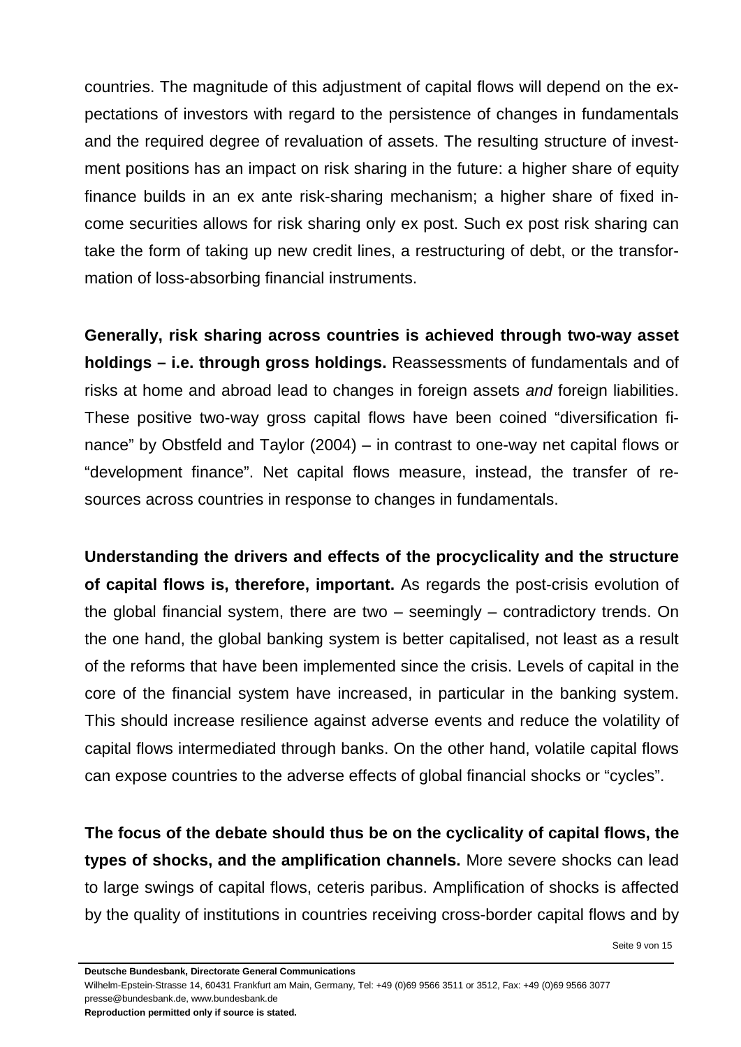countries. The magnitude of this adjustment of capital flows will depend on the expectations of investors with regard to the persistence of changes in fundamentals and the required degree of revaluation of assets. The resulting structure of investment positions has an impact on risk sharing in the future: a higher share of equity finance builds in an ex ante risk-sharing mechanism; a higher share of fixed income securities allows for risk sharing only ex post. Such ex post risk sharing can take the form of taking up new credit lines, a restructuring of debt, or the transformation of loss-absorbing financial instruments.

**Generally, risk sharing across countries is achieved through two-way asset holdings – i.e. through gross holdings.** Reassessments of fundamentals and of risks at home and abroad lead to changes in foreign assets *and* foreign liabilities. These positive two-way gross capital flows have been coined "diversification finance" by Obstfeld and Taylor (2004) – in contrast to one-way net capital flows or "development finance". Net capital flows measure, instead, the transfer of resources across countries in response to changes in fundamentals.

**Understanding the drivers and effects of the procyclicality and the structure of capital flows is, therefore, important.** As regards the post-crisis evolution of the global financial system, there are two – seemingly – contradictory trends. On the one hand, the global banking system is better capitalised, not least as a result of the reforms that have been implemented since the crisis. Levels of capital in the core of the financial system have increased, in particular in the banking system. This should increase resilience against adverse events and reduce the volatility of capital flows intermediated through banks. On the other hand, volatile capital flows can expose countries to the adverse effects of global financial shocks or "cycles".

**The focus of the debate should thus be on the cyclicality of capital flows, the types of shocks, and the amplification channels.** More severe shocks can lead to large swings of capital flows, ceteris paribus. Amplification of shocks is affected by the quality of institutions in countries receiving cross-border capital flows and by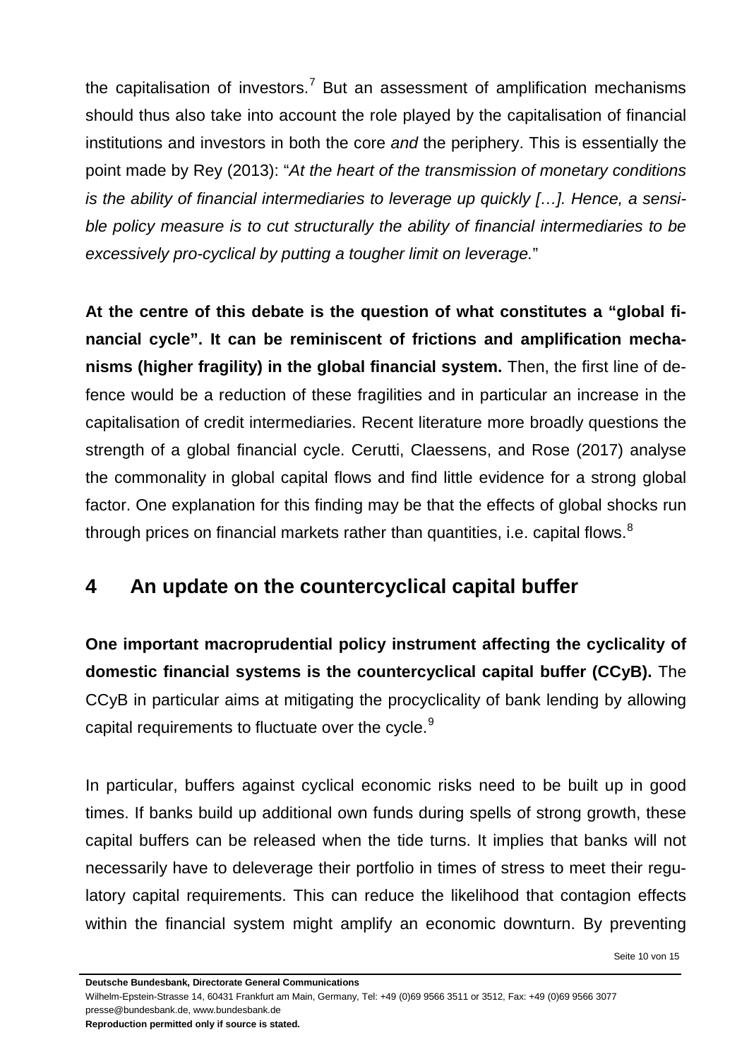the capitalisation of investors.[7] But an assessment of amplification mechanisms should thus also take into account the role played by the capitalisation of financial institutions and investors in both the core *and* the periphery. This is essentially the point made by Rey (2013): "*At the heart of the transmission of monetary conditions is the ability of financial intermediaries to leverage up quickly […]. Hence, a sensible policy measure is to cut structurally the ability of financial intermediaries to be excessively pro-cyclical by putting a tougher limit on leverage.*"

**At the centre of this debate is the question of what constitutes a "global financial cycle". It can be reminiscent of frictions and amplification mechanisms (higher fragility) in the global financial system.** Then, the first line of defence would be a reduction of these fragilities and in particular an increase in the capitalisation of credit intermediaries. Recent literature more broadly questions the strength of a global financial cycle. Cerutti, Claessens, and Rose (2017) analyse the commonality in global capital flows and find little evidence for a strong global factor. One explanation for this finding may be that the effects of global shocks run through prices on financial markets rather than quantities, i.e. capital flows.[8]

## 4 An update on the countercyclical capital buffer

**One important macroprudential policy instrument affecting the cyclicality of domestic financial systems is the countercyclical capital buffer (CCyB).** The CCyB in particular aims at mitigating the procyclicality of bank lending by allowing capital requirements to fluctuate over the cycle.[9]

In particular, buffers against cyclical economic risks need to be built up in good times. If banks build up additional own funds during spells of strong growth, these capital buffers can be released when the tide turns. It implies that banks will not necessarily have to deleverage their portfolio in times of stress to meet their regulatory capital requirements. This can reduce the likelihood that contagion effects within the financial system might amplify an economic downturn. By preventing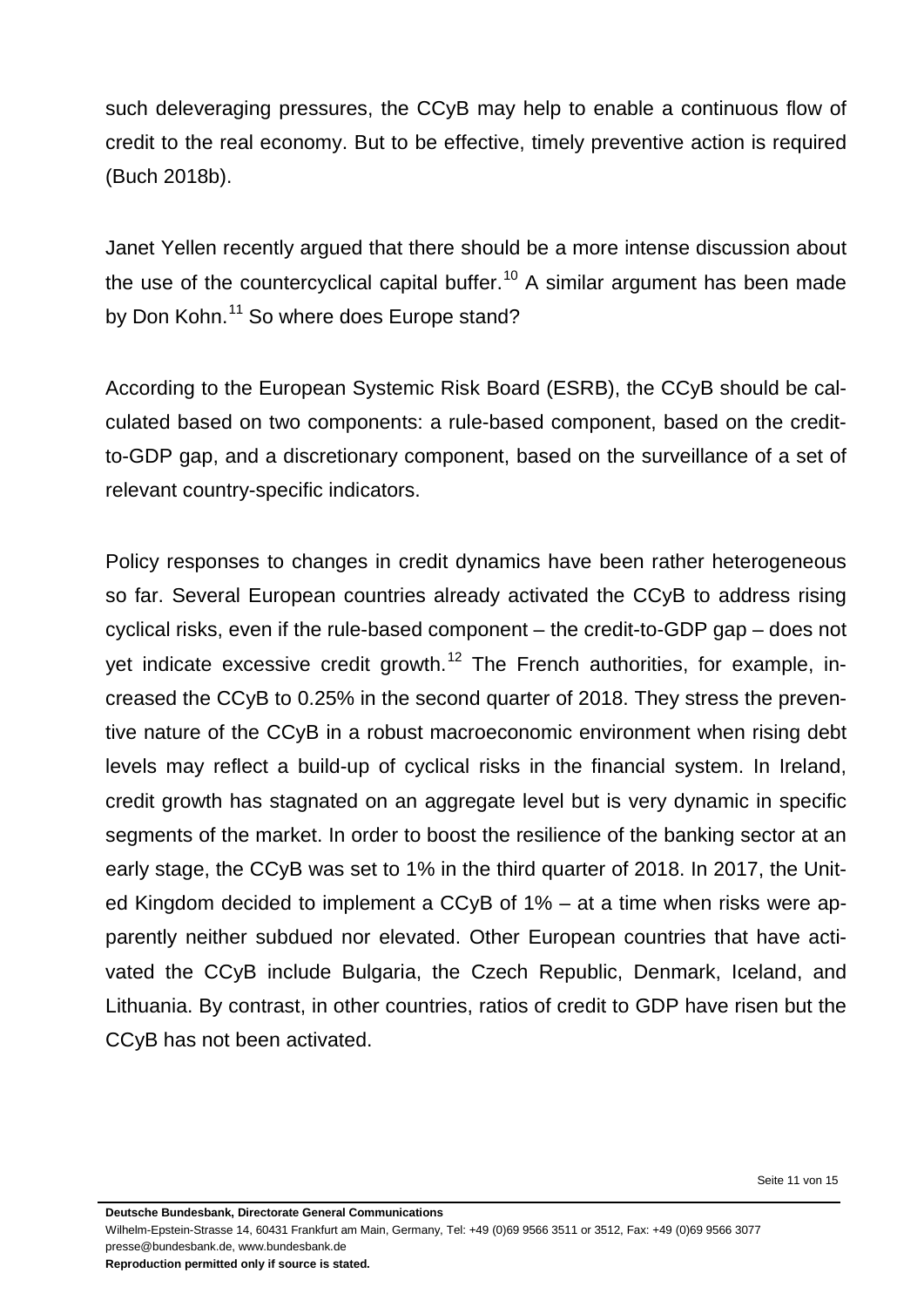such deleveraging pressures, the CCyB may help to enable a continuous flow of credit to the real economy. But to be effective, timely preventive action is required (Buch 2018b).

Janet Yellen recently argued that there should be a more intense discussion about the use of the countercyclical capital buffer.[10] A similar argument has been made by Don Kohn.[11] So where does Europe stand?

According to the European Systemic Risk Board (ESRB), the CCyB should be calculated based on two components: a rule-based component, based on the credit-to-GDP gap, and a discretionary component, based on the surveillance of a set of relevant country-specific indicators.

Policy responses to changes in credit dynamics have been rather heterogeneous so far. Several European countries already activated the CCyB to address rising cyclical risks, even if the rule-based component – the credit-to-GDP gap – does not yet indicate excessive credit growth.[12] The French authorities, for example, increased the CCyB to 0.25% in the second quarter of 2018. They stress the preventive nature of the CCyB in a robust macroeconomic environment when rising debt levels may reflect a build-up of cyclical risks in the financial system. In Ireland, credit growth has stagnated on an aggregate level but is very dynamic in specific segments of the market. In order to boost the resilience of the banking sector at an early stage, the CCyB was set to 1% in the third quarter of 2018. In 2017, the United Kingdom decided to implement a CCyB of 1% – at a time when risks were apparently neither subdued nor elevated. Other European countries that have activated the CCyB include Bulgaria, the Czech Republic, Denmark, Iceland, and Lithuania. By contrast, in other countries, ratios of credit to GDP have risen but the CCyB has not been activated.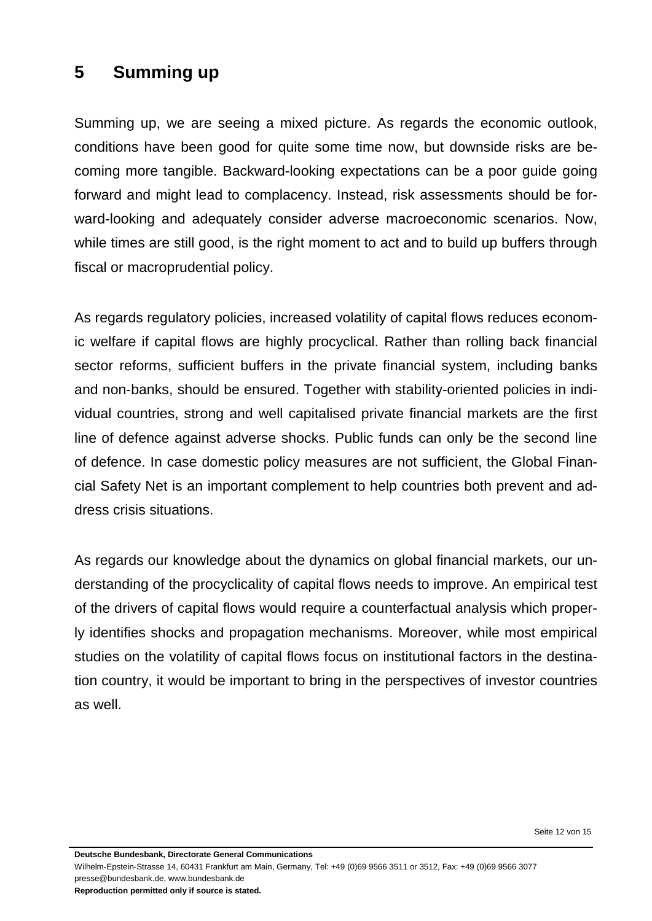## 5 Summing up

Summing up, we are seeing a mixed picture. As regards the economic outlook, conditions have been good for quite some time now, but downside risks are becoming more tangible. Backward-looking expectations can be a poor guide going forward and might lead to complacency. Instead, risk assessments should be forward-looking and adequately consider adverse macroeconomic scenarios. Now, while times are still good, is the right moment to act and to build up buffers through fiscal or macroprudential policy.

As regards regulatory policies, increased volatility of capital flows reduces economic welfare if capital flows are highly procyclical. Rather than rolling back financial sector reforms, sufficient buffers in the private financial system, including banks and non-banks, should be ensured. Together with stability-oriented policies in individual countries, strong and well capitalised private financial markets are the first line of defence against adverse shocks. Public funds can only be the second line of defence. In case domestic policy measures are not sufficient, the Global Financial Safety Net is an important complement to help countries both prevent and address crisis situations.

As regards our knowledge about the dynamics on global financial markets, our understanding of the procyclicality of capital flows needs to improve. An empirical test of the drivers of capital flows would require a counterfactual analysis which properly identifies shocks and propagation mechanisms. Moreover, while most empirical studies on the volatility of capital flows focus on institutional factors in the destination country, it would be important to bring in the perspectives of investor countries as well.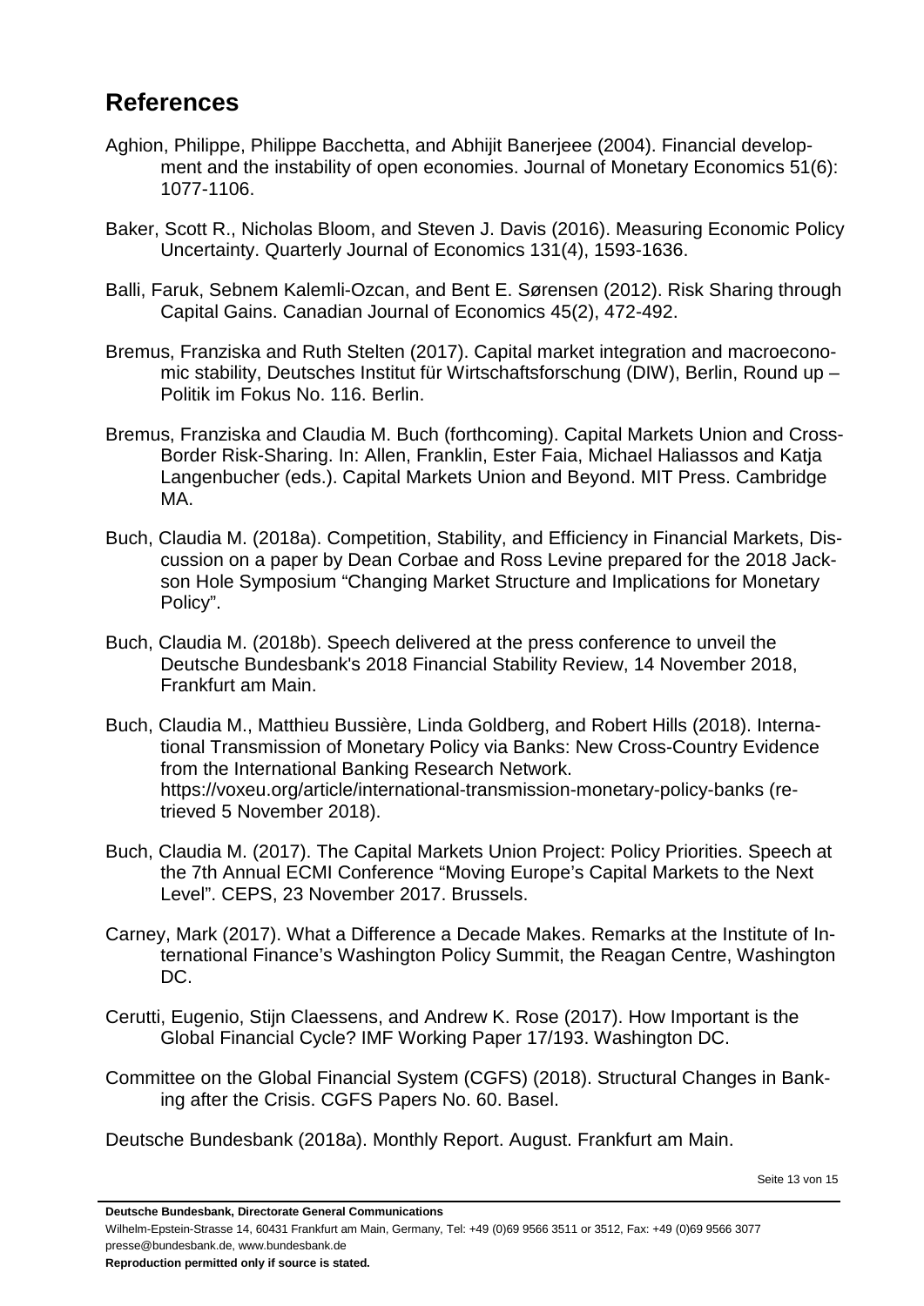## References

Aghion, Philippe, Philippe Bacchetta, and Abhijit Banerjeee (2004). Financial development and the instability of open economies. Journal of Monetary Economics 51(6): 1077-1106.

Baker, Scott R., Nicholas Bloom, and Steven J. Davis (2016). Measuring Economic Policy Uncertainty. Quarterly Journal of Economics 131(4), 1593-1636.

Balli, Faruk, Sebnem Kalemli-Ozcan, and Bent E. Sørensen (2012). Risk Sharing through Capital Gains. Canadian Journal of Economics 45(2), 472-492.

Bremus, Franziska and Ruth Stelten (2017). Capital market integration and macroeconomic stability, Deutsches Institut für Wirtschaftsforschung (DIW), Berlin, Round up – Politik im Fokus No. 116. Berlin.

Bremus, Franziska and Claudia M. Buch (forthcoming). Capital Markets Union and Cross-Border Risk-Sharing. In: Allen, Franklin, Ester Faia, Michael Haliassos and Katja Langenbucher (eds.). Capital Markets Union and Beyond. MIT Press. Cambridge MA.

Buch, Claudia M. (2018a). Competition, Stability, and Efficiency in Financial Markets, Discussion on a paper by Dean Corbae and Ross Levine prepared for the 2018 Jackson Hole Symposium "Changing Market Structure and Implications for Monetary Policy".

Buch, Claudia M. (2018b). Speech delivered at the press conference to unveil the Deutsche Bundesbank's 2018 Financial Stability Review, 14 November 2018, Frankfurt am Main.

Buch, Claudia M., Matthieu Bussière, Linda Goldberg, and Robert Hills (2018). International Transmission of Monetary Policy via Banks: New Cross-Country Evidence from the International Banking Research Network. https://voxeu.org/article/international-transmission-monetary-policy-banks (retrieved 5 November 2018).

Buch, Claudia M. (2017). The Capital Markets Union Project: Policy Priorities. Speech at the 7th Annual ECMI Conference "Moving Europe's Capital Markets to the Next Level". CEPS, 23 November 2017. Brussels.

Carney, Mark (2017). What a Difference a Decade Makes. Remarks at the Institute of International Finance's Washington Policy Summit, the Reagan Centre, Washington DC.

Cerutti, Eugenio, Stijn Claessens, and Andrew K. Rose (2017). How Important is the Global Financial Cycle? IMF Working Paper 17/193. Washington DC.

Committee on the Global Financial System (CGFS) (2018). Structural Changes in Banking after the Crisis. CGFS Papers No. 60. Basel.

Deutsche Bundesbank (2018a). Monthly Report. August. Frankfurt am Main.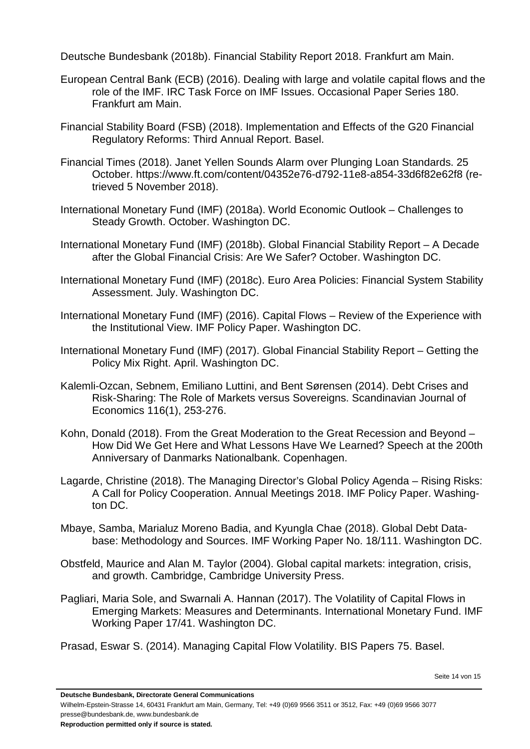Deutsche Bundesbank (2018b). Financial Stability Report 2018. Frankfurt am Main.

European Central Bank (ECB) (2016). Dealing with large and volatile capital flows and the role of the IMF. IRC Task Force on IMF Issues. Occasional Paper Series 180. Frankfurt am Main.

Financial Stability Board (FSB) (2018). Implementation and Effects of the G20 Financial Regulatory Reforms: Third Annual Report. Basel.

Financial Times (2018). Janet Yellen Sounds Alarm over Plunging Loan Standards. 25 October. https://www.ft.com/content/04352e76-d792-11e8-a854-33d6f82e62f8 (retrieved 5 November 2018).

International Monetary Fund (IMF) (2018a). World Economic Outlook – Challenges to Steady Growth. October. Washington DC.

International Monetary Fund (IMF) (2018b). Global Financial Stability Report – A Decade after the Global Financial Crisis: Are We Safer? October. Washington DC.

International Monetary Fund (IMF) (2018c). Euro Area Policies: Financial System Stability Assessment. July. Washington DC.

International Monetary Fund (IMF) (2016). Capital Flows – Review of the Experience with the Institutional View. IMF Policy Paper. Washington DC.

International Monetary Fund (IMF) (2017). Global Financial Stability Report – Getting the Policy Mix Right. April. Washington DC.

Kalemli-Ozcan, Sebnem, Emiliano Luttini, and Bent Sørensen (2014). Debt Crises and Risk-Sharing: The Role of Markets versus Sovereigns. Scandinavian Journal of Economics 116(1), 253-276.

Kohn, Donald (2018). From the Great Moderation to the Great Recession and Beyond – How Did We Get Here and What Lessons Have We Learned? Speech at the 200th Anniversary of Danmarks Nationalbank. Copenhagen.

Lagarde, Christine (2018). The Managing Director's Global Policy Agenda – Rising Risks: A Call for Policy Cooperation. Annual Meetings 2018. IMF Policy Paper. Washington DC.

Mbaye, Samba, Marialuz Moreno Badia, and Kyungla Chae (2018). Global Debt Database: Methodology and Sources. IMF Working Paper No. 18/111. Washington DC.

Obstfeld, Maurice and Alan M. Taylor (2004). Global capital markets: integration, crisis, and growth. Cambridge, Cambridge University Press.

Pagliari, Maria Sole, and Swarnali A. Hannan (2017). The Volatility of Capital Flows in Emerging Markets: Measures and Determinants. International Monetary Fund. IMF Working Paper 17/41. Washington DC.

Prasad, Eswar S. (2014). Managing Capital Flow Volatility. BIS Papers 75. Basel.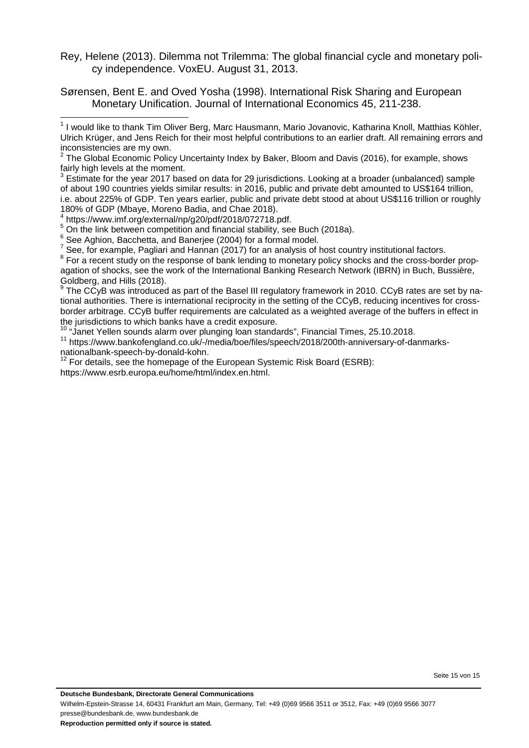Rey, Helene (2013). Dilemma not Trilemma: The global financial cycle and monetary policy independence. VoxEU. August 31, 2013.

Sørensen, Bent E. and Oved Yosha (1998). International Risk Sharing and European Monetary Unification. Journal of International Economics 45, 211-238.

---

[1] I would like to thank Tim Oliver Berg, Marc Hausmann, Mario Jovanovic, Katharina Knoll, Matthias Köhler, Ulrich Krüger, and Jens Reich for their most helpful contributions to an earlier draft. All remaining errors and inconsistencies are my own.

[2] The Global Economic Policy Uncertainty Index by Baker, Bloom and Davis (2016), for example, shows fairly high levels at the moment.

[3] Estimate for the year 2017 based on data for 29 jurisdictions. Looking at a broader (unbalanced) sample of about 190 countries yields similar results: in 2016, public and private debt amounted to US$164 trillion, i.e. about 225% of GDP. Ten years earlier, public and private debt stood at about US$116 trillion or roughly 180% of GDP (Mbaye, Moreno Badia, and Chae 2018).

[4] https://www.imf.org/external/np/g20/pdf/2018/072718.pdf.

[5] On the link between competition and financial stability, see Buch (2018a).

[6] See Aghion, Bacchetta, and Banerjee (2004) for a formal model.

[7] See, for example, Pagliari and Hannan (2017) for an analysis of host country institutional factors.

[8] For a recent study on the response of bank lending to monetary policy shocks and the cross-border propagation of shocks, see the work of the International Banking Research Network (IBRN) in Buch, Bussière, Goldberg, and Hills (2018).

[9] The CCyB was introduced as part of the Basel III regulatory framework in 2010. CCyB rates are set by national authorities. There is international reciprocity in the setting of the CCyB, reducing incentives for cross-border arbitrage. CCyB buffer requirements are calculated as a weighted average of the buffers in effect in the jurisdictions to which banks have a credit exposure.

[10] "Janet Yellen sounds alarm over plunging loan standards", Financial Times, 25.10.2018.

[11] https://www.bankofengland.co.uk/-/media/boe/files/speech/2018/200th-anniversary-of-danmarks-nationalbank-speech-by-donald-kohn.

[12] For details, see the homepage of the European Systemic Risk Board (ESRB): https://www.esrb.europa.eu/home/html/index.en.html.

**Deutsche Bundesbank, Directorate General Communications**

Wilhelm-Epstein-Strasse 14, 60431 Frankfurt am Main, Germany, Tel: +49 (0)69 9566 3511 or 3512, Fax: +49 (0)69 9566 3077

presse@bundesbank.de, www.bundesbank.de

**Reproduction permitted only if source is stated.**